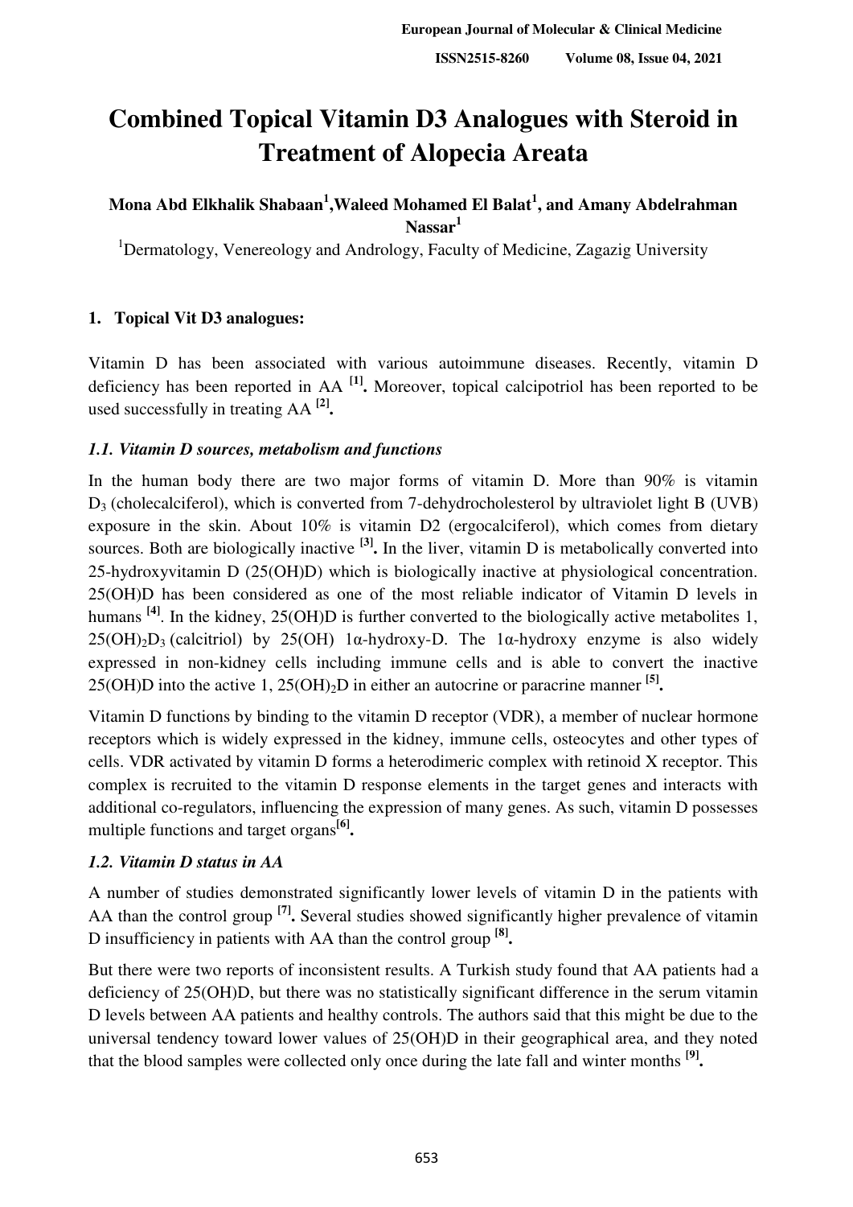# Combined Topical Vitamin D3 Analogues with Steroid in Treatment of Alopecia Areata

**Mona Abd Elkhalik Shabaan[1], Waleed Mohamed El Balat[1], and Amany Abdelrahman Nassar[1]**

[1]Dermatology, Venereology and Andrology, Faculty of Medicine, Zagazig University

## 1. Topical Vit D3 analogues:

Vitamin D has been associated with various autoimmune diseases. Recently, vitamin D deficiency has been reported in AA [1]. Moreover, topical calcipotriol has been reported to be used successfully in treating AA [2].

### *1.1. Vitamin D sources, metabolism and functions*

In the human body there are two major forms of vitamin D. More than 90% is vitamin $D_3$ (cholecalciferol), which is converted from 7-dehydrocholesterol by ultraviolet light B (UVB) exposure in the skin. About 10% is vitamin D2 (ergocalciferol), which comes from dietary sources. Both are biologically inactive [3]. In the liver, vitamin D is metabolically converted into 25-hydroxyvitamin D (25(OH)D) which is biologically inactive at physiological concentration. 25(OH)D has been considered as one of the most reliable indicator of Vitamin D levels in humans [4]. In the kidney, 25(OH)D is further converted to the biologically active metabolites 1, $25(OH)_2D_3$ (calcitriol) by 25(OH) 1α-hydroxy-D. The 1α-hydroxy enzyme is also widely expressed in non-kidney cells including immune cells and is able to convert the inactive 25(OH)D into the active 1, $25(OH)_2D$ in either an autocrine or paracrine manner [5].

Vitamin D functions by binding to the vitamin D receptor (VDR), a member of nuclear hormone receptors which is widely expressed in the kidney, immune cells, osteocytes and other types of cells. VDR activated by vitamin D forms a heterodimeric complex with retinoid X receptor. This complex is recruited to the vitamin D response elements in the target genes and interacts with additional co-regulators, influencing the expression of many genes. As such, vitamin D possesses multiple functions and target organs[6].

### *1.2. Vitamin D status in AA*

A number of studies demonstrated significantly lower levels of vitamin D in the patients with AA than the control group [7]. Several studies showed significantly higher prevalence of vitamin D insufficiency in patients with AA than the control group [8].

But there were two reports of inconsistent results. A Turkish study found that AA patients had a deficiency of 25(OH)D, but there was no statistically significant difference in the serum vitamin D levels between AA patients and healthy controls. The authors said that this might be due to the universal tendency toward lower values of 25(OH)D in their geographical area, and they noted that the blood samples were collected only once during the late fall and winter months [9].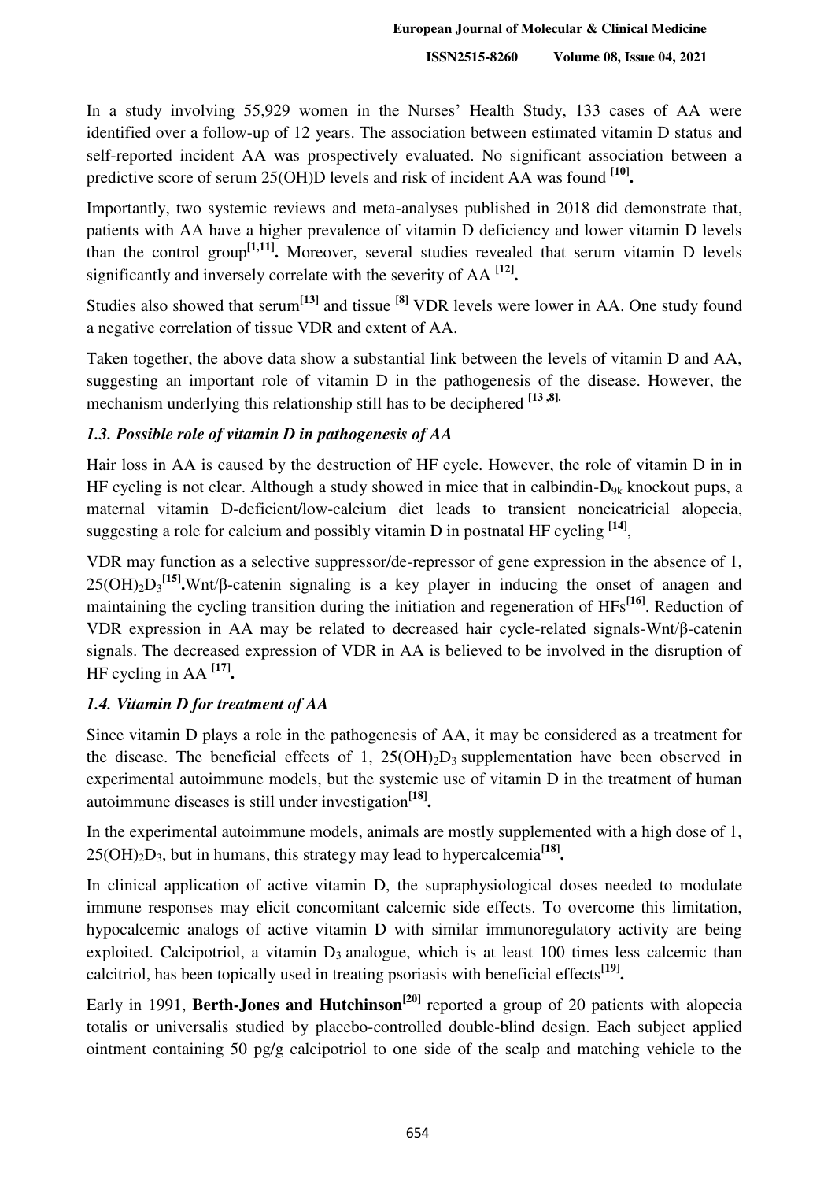In a study involving 55,929 women in the Nurses' Health Study, 133 cases of AA were identified over a follow-up of 12 years. The association between estimated vitamin D status and self-reported incident AA was prospectively evaluated. No significant association between a predictive score of serum 25(OH)D levels and risk of incident AA was found [10].

Importantly, two systemic reviews and meta-analyses published in 2018 did demonstrate that, patients with AA have a higher prevalence of vitamin D deficiency and lower vitamin D levels than the control group[1,11]. Moreover, several studies revealed that serum vitamin D levels significantly and inversely correlate with the severity of AA [12].

Studies also showed that serum[13] and tissue [8] VDR levels were lower in AA. One study found a negative correlation of tissue VDR and extent of AA.

Taken together, the above data show a substantial link between the levels of vitamin D and AA, suggesting an important role of vitamin D in the pathogenesis of the disease. However, the mechanism underlying this relationship still has to be deciphered [13 ,8].

### *1.3. Possible role of vitamin D in pathogenesis of AA*

Hair loss in AA is caused by the destruction of HF cycle. However, the role of vitamin D in in HF cycling is not clear. Although a study showed in mice that in calbindin-$D_{9k}$ knockout pups, a maternal vitamin D-deficient/low-calcium diet leads to transient noncicatricial alopecia, suggesting a role for calcium and possibly vitamin D in postnatal HF cycling [14],

VDR may function as a selective suppressor/de-repressor of gene expression in the absence of 1, $25(OH)_2D_3$[15].Wnt/β-catenin signaling is a key player in inducing the onset of anagen and maintaining the cycling transition during the initiation and regeneration of HFs[16]. Reduction of VDR expression in AA may be related to decreased hair cycle-related signals-Wnt/β-catenin signals. The decreased expression of VDR in AA is believed to be involved in the disruption of HF cycling in AA [17].

### *1.4. Vitamin D for treatment of AA*

Since vitamin D plays a role in the pathogenesis of AA, it may be considered as a treatment for the disease. The beneficial effects of 1, $25(OH)_2D_3$ supplementation have been observed in experimental autoimmune models, but the systemic use of vitamin D in the treatment of human autoimmune diseases is still under investigation[18].

In the experimental autoimmune models, animals are mostly supplemented with a high dose of 1, $25(OH)_2D_3$, but in humans, this strategy may lead to hypercalcemia[18].

In clinical application of active vitamin D, the supraphysiological doses needed to modulate immune responses may elicit concomitant calcemic side effects. To overcome this limitation, hypocalcemic analogs of active vitamin D with similar immunoregulatory activity are being exploited. Calcipotriol, a vitamin $D_3$ analogue, which is at least 100 times less calcemic than calcitriol, has been topically used in treating psoriasis with beneficial effects[19].

Early in 1991, **Berth-Jones and Hutchinson**[20] reported a group of 20 patients with alopecia totalis or universalis studied by placebo-controlled double-blind design. Each subject applied ointment containing 50 pg/g calcipotriol to one side of the scalp and matching vehicle to the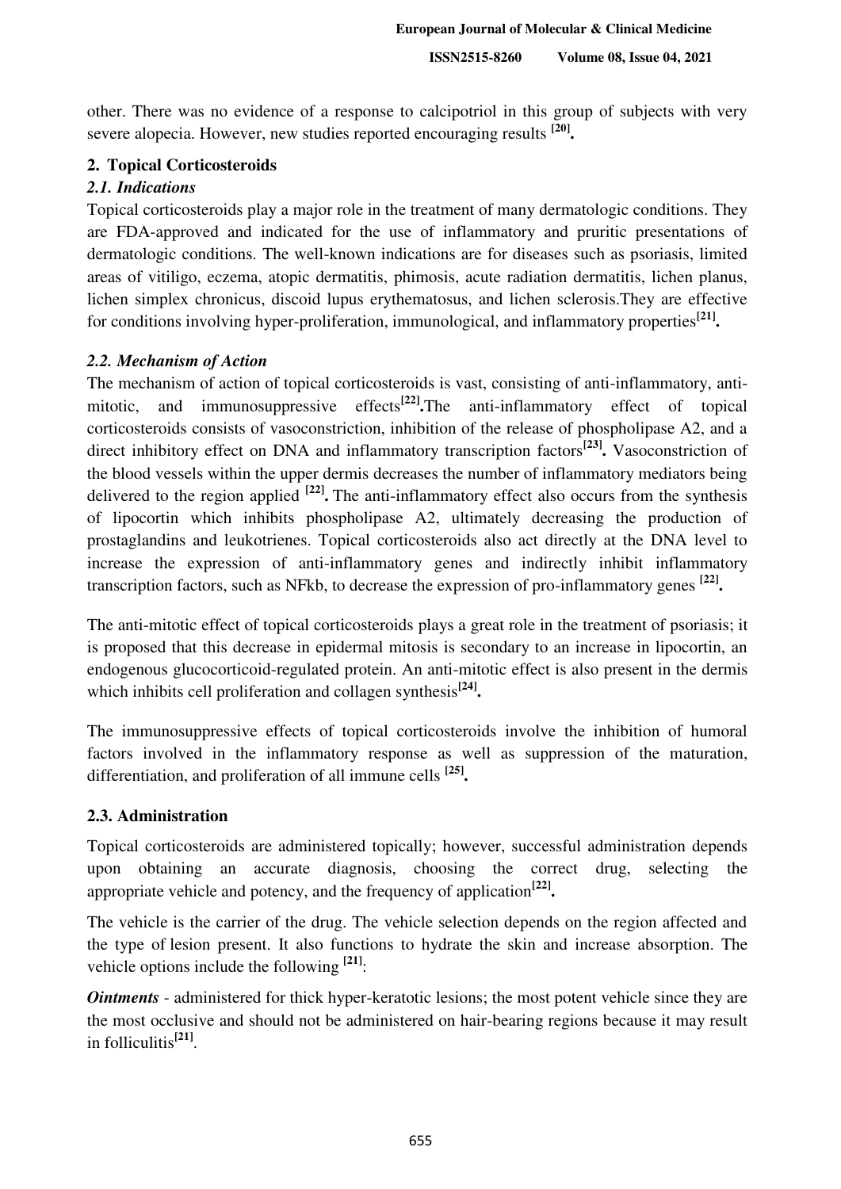other. There was no evidence of a response to calcipotriol in this group of subjects with very severe alopecia. However, new studies reported encouraging results [20].

## 2. Topical Corticosteroids

### *2.1. Indications*

Topical corticosteroids play a major role in the treatment of many dermatologic conditions. They are FDA-approved and indicated for the use of inflammatory and pruritic presentations of dermatologic conditions. The well-known indications are for diseases such as psoriasis, limited areas of vitiligo, eczema, atopic dermatitis, phimosis, acute radiation dermatitis, lichen planus, lichen simplex chronicus, discoid lupus erythematosus, and lichen sclerosis.They are effective for conditions involving hyper-proliferation, immunological, and inflammatory properties[21].

### *2.2. Mechanism of Action*

The mechanism of action of topical corticosteroids is vast, consisting of anti-inflammatory, anti-mitotic, and immunosuppressive effects[22].The anti-inflammatory effect of topical corticosteroids consists of vasoconstriction, inhibition of the release of phospholipase A2, and a direct inhibitory effect on DNA and inflammatory transcription factors[23]. Vasoconstriction of the blood vessels within the upper dermis decreases the number of inflammatory mediators being delivered to the region applied [22]. The anti-inflammatory effect also occurs from the synthesis of lipocortin which inhibits phospholipase A2, ultimately decreasing the production of prostaglandins and leukotrienes. Topical corticosteroids also act directly at the DNA level to increase the expression of anti-inflammatory genes and indirectly inhibit inflammatory transcription factors, such as NFkb, to decrease the expression of pro-inflammatory genes [22].

The anti-mitotic effect of topical corticosteroids plays a great role in the treatment of psoriasis; it is proposed that this decrease in epidermal mitosis is secondary to an increase in lipocortin, an endogenous glucocorticoid-regulated protein. An anti-mitotic effect is also present in the dermis which inhibits cell proliferation and collagen synthesis[24].

The immunosuppressive effects of topical corticosteroids involve the inhibition of humoral factors involved in the inflammatory response as well as suppression of the maturation, differentiation, and proliferation of all immune cells [25].

### 2.3. Administration

Topical corticosteroids are administered topically; however, successful administration depends upon obtaining an accurate diagnosis, choosing the correct drug, selecting the appropriate vehicle and potency, and the frequency of application[22].

The vehicle is the carrier of the drug. The vehicle selection depends on the region affected and the type of lesion present. It also functions to hydrate the skin and increase absorption. The vehicle options include the following [21]:

***Ointments*** - administered for thick hyper-keratotic lesions; the most potent vehicle since they are the most occlusive and should not be administered on hair-bearing regions because it may result in folliculitis[21].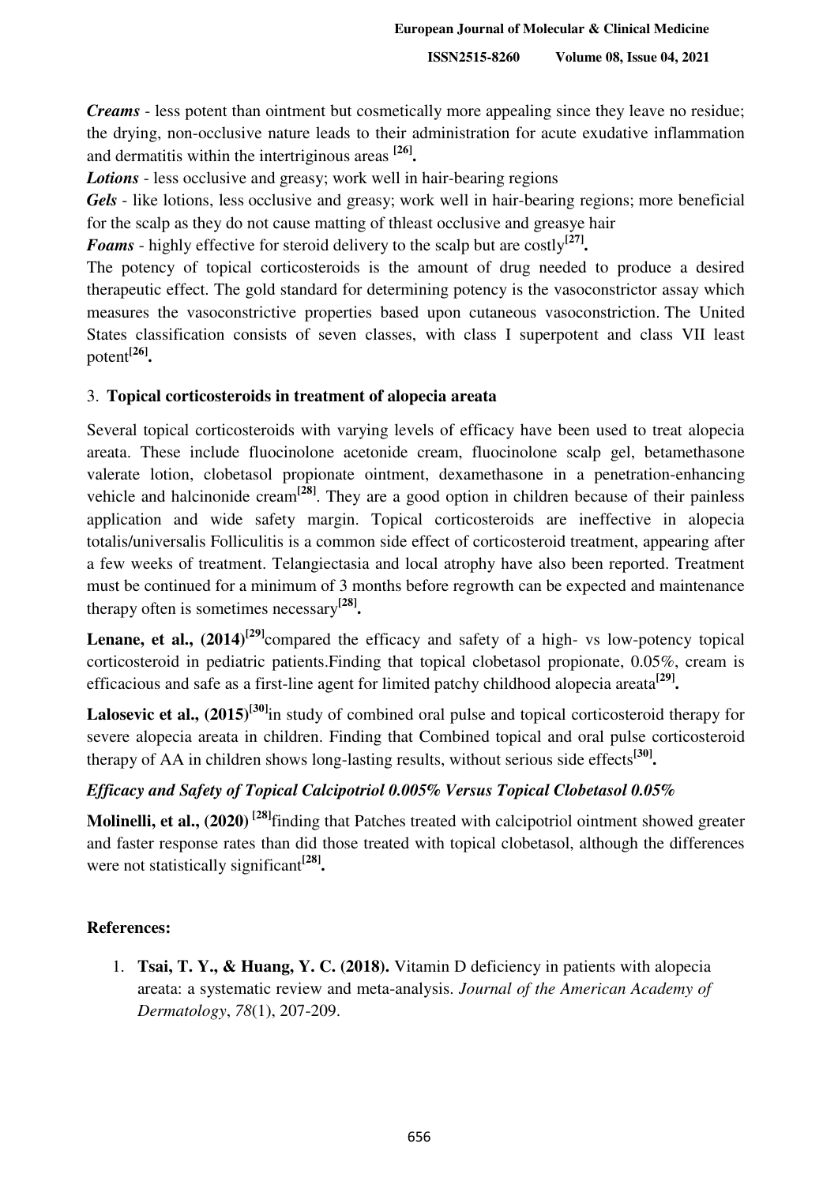***Creams*** - less potent than ointment but cosmetically more appealing since they leave no residue; the drying, non-occlusive nature leads to their administration for acute exudative inflammation and dermatitis within the intertriginous areas **[26].**

***Lotions*** - less occlusive and greasy; work well in hair-bearing regions

***Gels*** - like lotions, less occlusive and greasy; work well in hair-bearing regions; more beneficial for the scalp as they do not cause matting of thleast occlusive and greasye hair

***Foams*** - highly effective for steroid delivery to the scalp but are costly**[27].**

The potency of topical corticosteroids is the amount of drug needed to produce a desired therapeutic effect. The gold standard for determining potency is the vasoconstrictor assay which measures the vasoconstrictive properties based upon cutaneous vasoconstriction. The United States classification consists of seven classes, with class I superpotent and class VII least potent**[26].**

## 3. **Topical corticosteroids in treatment of alopecia areata**

Several topical corticosteroids with varying levels of efficacy have been used to treat alopecia areata. These include fluocinolone acetonide cream, fluocinolone scalp gel, betamethasone valerate lotion, clobetasol propionate ointment, dexamethasone in a penetration-enhancing vehicle and halcinonide cream**[28]**. They are a good option in children because of their painless application and wide safety margin. Topical corticosteroids are ineffective in alopecia totalis/universalis Folliculitis is a common side effect of corticosteroid treatment, appearing after a few weeks of treatment. Telangiectasia and local atrophy have also been reported. Treatment must be continued for a minimum of 3 months before regrowth can be expected and maintenance therapy often is sometimes necessary**[28].**

**Lenane, et al., (2014)[29]**compared the efficacy and safety of a high- vs low-potency topical corticosteroid in pediatric patients.Finding that topical clobetasol propionate, 0.05%, cream is efficacious and safe as a first-line agent for limited patchy childhood alopecia areata**[29].**

**Lalosevic et al., (2015)[30]**in study of combined oral pulse and topical corticosteroid therapy for severe alopecia areata in children. Finding that Combined topical and oral pulse corticosteroid therapy of AA in children shows long-lasting results, without serious side effects**[30].**

### ***Efficacy and Safety of Topical Calcipotriol 0.005% Versus Topical Clobetasol 0.05%***

**Molinelli, et al., (2020) [28]**finding that Patches treated with calcipotriol ointment showed greater and faster response rates than did those treated with topical clobetasol, although the differences were not statistically significant**[28].**

## **References:**

1. **Tsai, T. Y., & Huang, Y. C. (2018).** Vitamin D deficiency in patients with alopecia areata: a systematic review and meta-analysis. *Journal of the American Academy of Dermatology*, *78*(1), 207-209.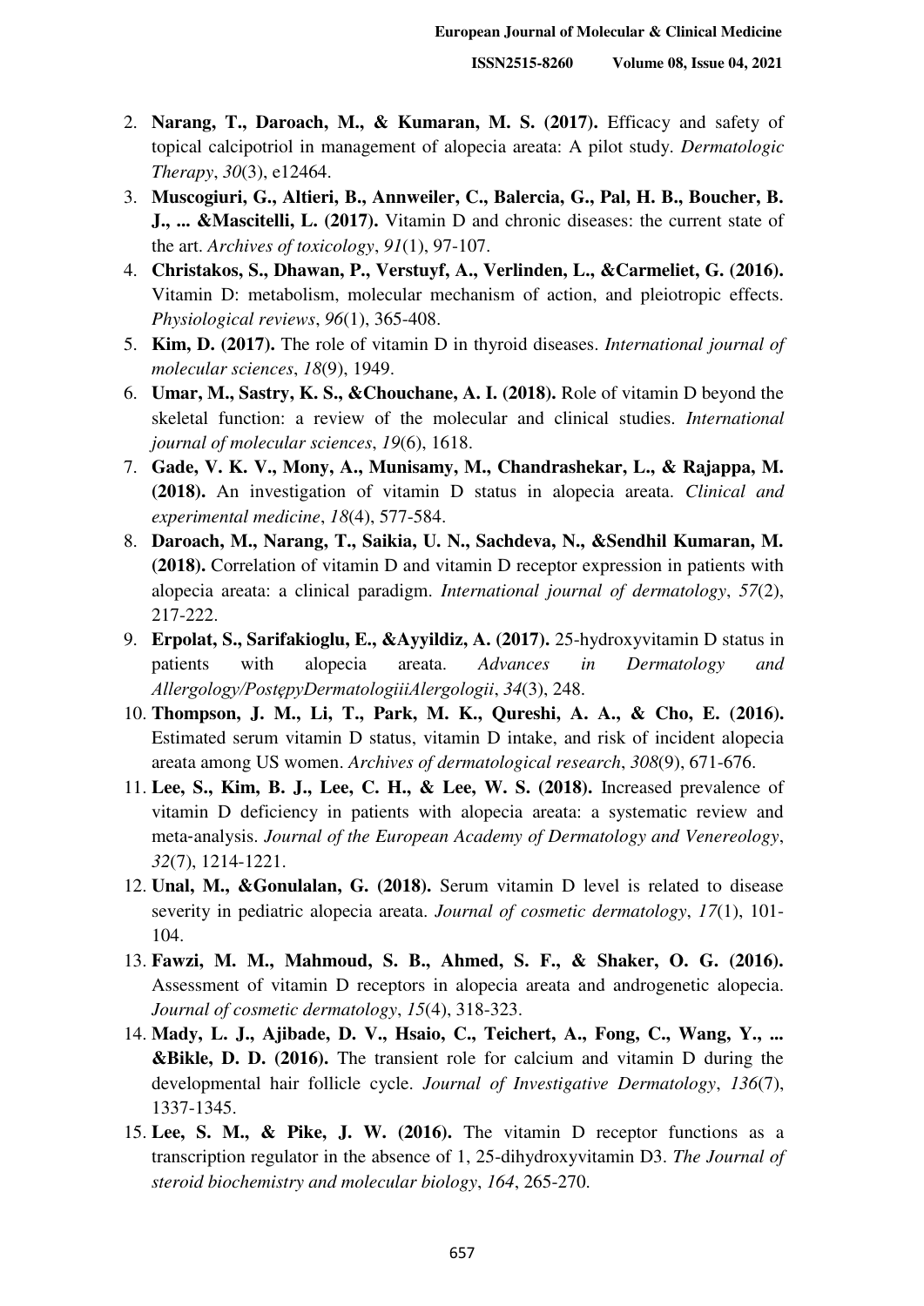2. **Narang, T., Daroach, M., & Kumaran, M. S. (2017).** Efficacy and safety of topical calcipotriol in management of alopecia areata: A pilot study. *Dermatologic Therapy*, *30*(3), e12464.
3. **Muscogiuri, G., Altieri, B., Annweiler, C., Balercia, G., Pal, H. B., Boucher, B. J., ... &Mascitelli, L. (2017).** Vitamin D and chronic diseases: the current state of the art. *Archives of toxicology*, *91*(1), 97-107.
4. **Christakos, S., Dhawan, P., Verstuyf, A., Verlinden, L., &Carmeliet, G. (2016).** Vitamin D: metabolism, molecular mechanism of action, and pleiotropic effects. *Physiological reviews*, *96*(1), 365-408.
5. **Kim, D. (2017).** The role of vitamin D in thyroid diseases. *International journal of molecular sciences*, *18*(9), 1949.
6. **Umar, M., Sastry, K. S., &Chouchane, A. I. (2018).** Role of vitamin D beyond the skeletal function: a review of the molecular and clinical studies. *International journal of molecular sciences*, *19*(6), 1618.
7. **Gade, V. K. V., Mony, A., Munisamy, M., Chandrashekar, L., & Rajappa, M. (2018).** An investigation of vitamin D status in alopecia areata. *Clinical and experimental medicine*, *18*(4), 577-584.
8. **Daroach, M., Narang, T., Saikia, U. N., Sachdeva, N., &Sendhil Kumaran, M. (2018).** Correlation of vitamin D and vitamin D receptor expression in patients with alopecia areata: a clinical paradigm. *International journal of dermatology*, *57*(2), 217-222.
9. **Erpolat, S., Sarifakioglu, E., &Ayyildiz, A. (2017).** 25-hydroxyvitamin D status in patients with alopecia areata. *Advances in Dermatology and Allergology/PostępyDermatologiiiAlergologii*, *34*(3), 248.
10. **Thompson, J. M., Li, T., Park, M. K., Qureshi, A. A., & Cho, E. (2016).** Estimated serum vitamin D status, vitamin D intake, and risk of incident alopecia areata among US women. *Archives of dermatological research*, *308*(9), 671-676.
11. **Lee, S., Kim, B. J., Lee, C. H., & Lee, W. S. (2018).** Increased prevalence of vitamin D deficiency in patients with alopecia areata: a systematic review and meta-analysis. *Journal of the European Academy of Dermatology and Venereology*, *32*(7), 1214-1221.
12. **Unal, M., &Gonulalan, G. (2018).** Serum vitamin D level is related to disease severity in pediatric alopecia areata. *Journal of cosmetic dermatology*, *17*(1), 101-104.
13. **Fawzi, M. M., Mahmoud, S. B., Ahmed, S. F., & Shaker, O. G. (2016).** Assessment of vitamin D receptors in alopecia areata and androgenetic alopecia. *Journal of cosmetic dermatology*, *15*(4), 318-323.
14. **Mady, L. J., Ajibade, D. V., Hsaio, C., Teichert, A., Fong, C., Wang, Y., ... &Bikle, D. D. (2016).** The transient role for calcium and vitamin D during the developmental hair follicle cycle. *Journal of Investigative Dermatology*, *136*(7), 1337-1345.
15. **Lee, S. M., & Pike, J. W. (2016).** The vitamin D receptor functions as a transcription regulator in the absence of 1, 25-dihydroxyvitamin D3. *The Journal of steroid biochemistry and molecular biology*, *164*, 265-270.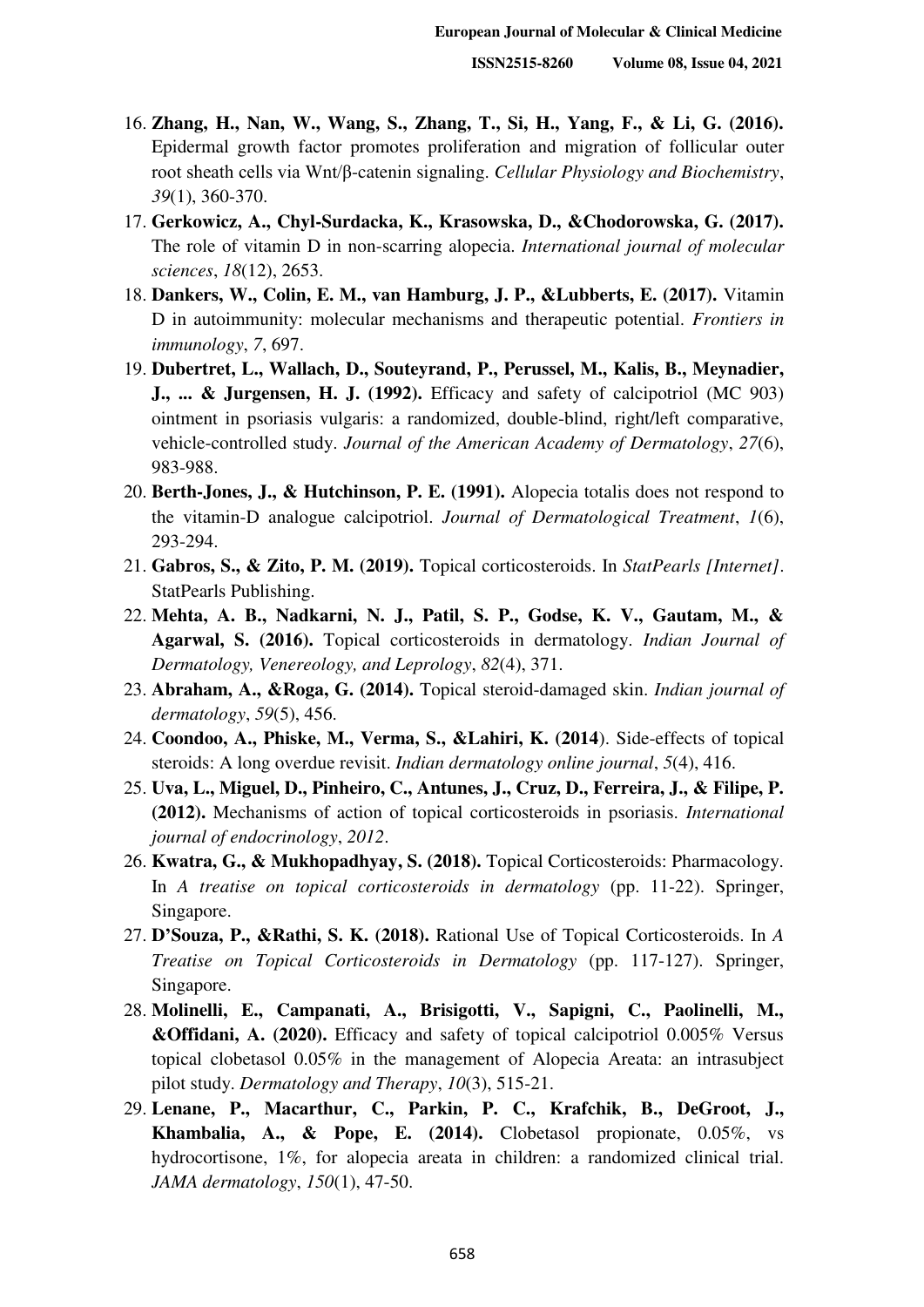16. **Zhang, H., Nan, W., Wang, S., Zhang, T., Si, H., Yang, F., & Li, G. (2016).** Epidermal growth factor promotes proliferation and migration of follicular outer root sheath cells via Wnt/β-catenin signaling. *Cellular Physiology and Biochemistry*, *39*(1), 360-370.
17. **Gerkowicz, A., Chyl-Surdacka, K., Krasowska, D., &Chodorowska, G. (2017).** The role of vitamin D in non-scarring alopecia. *International journal of molecular sciences*, *18*(12), 2653.
18. **Dankers, W., Colin, E. M., van Hamburg, J. P., &Lubberts, E. (2017).** Vitamin D in autoimmunity: molecular mechanisms and therapeutic potential. *Frontiers in immunology*, *7*, 697.
19. **Dubertret, L., Wallach, D., Souteyrand, P., Perussel, M., Kalis, B., Meynadier, J., ... & Jurgensen, H. J. (1992).** Efficacy and safety of calcipotriol (MC 903) ointment in psoriasis vulgaris: a randomized, double-blind, right/left comparative, vehicle-controlled study. *Journal of the American Academy of Dermatology*, *27*(6), 983-988.
20. **Berth-Jones, J., & Hutchinson, P. E. (1991).** Alopecia totalis does not respond to the vitamin-D analogue calcipotriol. *Journal of Dermatological Treatment*, *1*(6), 293-294.
21. **Gabros, S., & Zito, P. M. (2019).** Topical corticosteroids. In *StatPearls [Internet]*. StatPearls Publishing.
22. **Mehta, A. B., Nadkarni, N. J., Patil, S. P., Godse, K. V., Gautam, M., & Agarwal, S. (2016).** Topical corticosteroids in dermatology. *Indian Journal of Dermatology, Venereology, and Leprology*, *82*(4), 371.
23. **Abraham, A., &Roga, G. (2014).** Topical steroid-damaged skin. *Indian journal of dermatology*, *59*(5), 456.
24. **Coondoo, A., Phiske, M., Verma, S., &Lahiri, K. (2014**). Side-effects of topical steroids: A long overdue revisit. *Indian dermatology online journal*, *5*(4), 416.
25. **Uva, L., Miguel, D., Pinheiro, C., Antunes, J., Cruz, D., Ferreira, J., & Filipe, P. (2012).** Mechanisms of action of topical corticosteroids in psoriasis. *International journal of endocrinology*, *2012*.
26. **Kwatra, G., & Mukhopadhyay, S. (2018).** Topical Corticosteroids: Pharmacology. In *A treatise on topical corticosteroids in dermatology* (pp. 11-22). Springer, Singapore.
27. **D'Souza, P., &Rathi, S. K. (2018).** Rational Use of Topical Corticosteroids. In *A Treatise on Topical Corticosteroids in Dermatology* (pp. 117-127). Springer, Singapore.
28. **Molinelli, E., Campanati, A., Brisigotti, V., Sapigni, C., Paolinelli, M., &Offidani, A. (2020).** Efficacy and safety of topical calcipotriol 0.005% Versus topical clobetasol 0.05% in the management of Alopecia Areata: an intrasubject pilot study. *Dermatology and Therapy*, *10*(3), 515-21.
29. **Lenane, P., Macarthur, C., Parkin, P. C., Krafchik, B., DeGroot, J., Khambalia, A., & Pope, E. (2014).** Clobetasol propionate, 0.05%, vs hydrocortisone, 1%, for alopecia areata in children: a randomized clinical trial. *JAMA dermatology*, *150*(1), 47-50.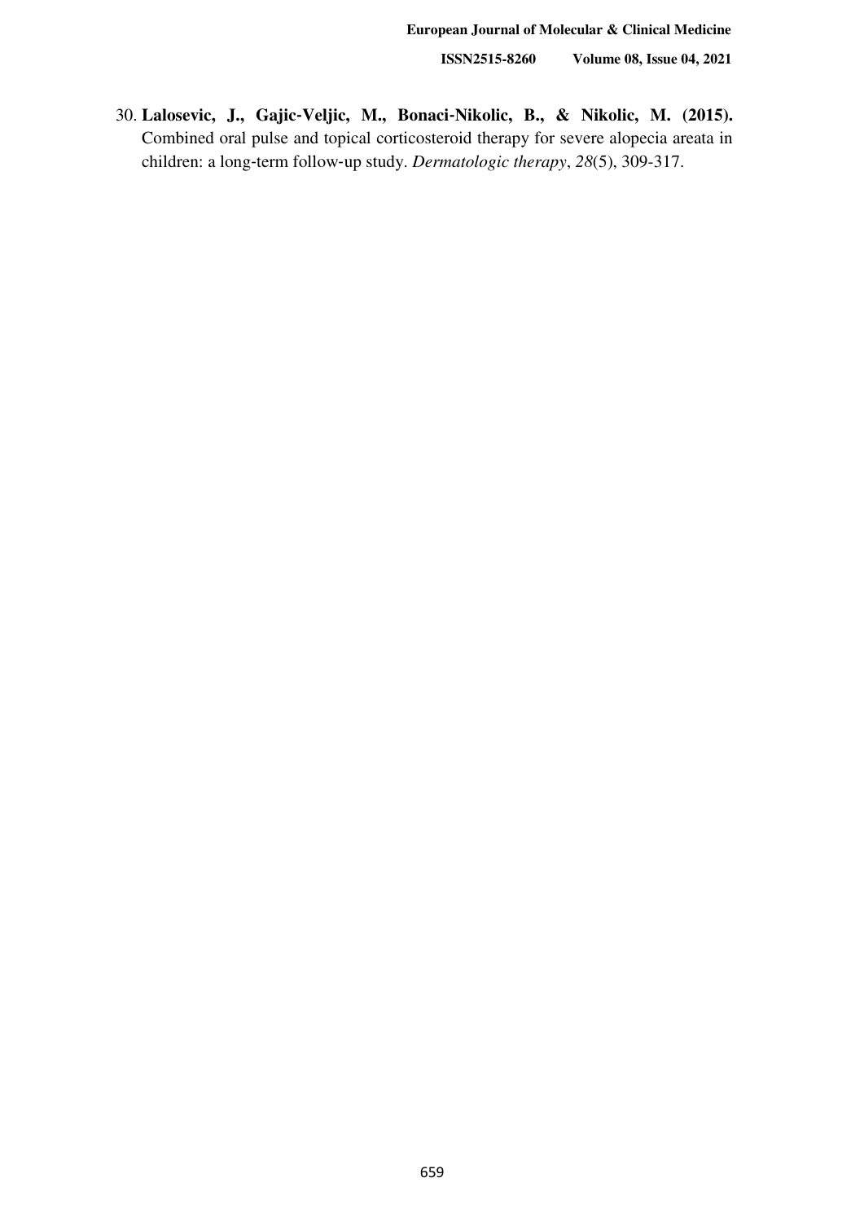30. **Lalosevic, J., Gajic-Veljic, M., Bonaci-Nikolic, B., & Nikolic, M. (2015).** Combined oral pulse and topical corticosteroid therapy for severe alopecia areata in children: a long-term follow-up study. *Dermatologic therapy*, *28*(5), 309-317.